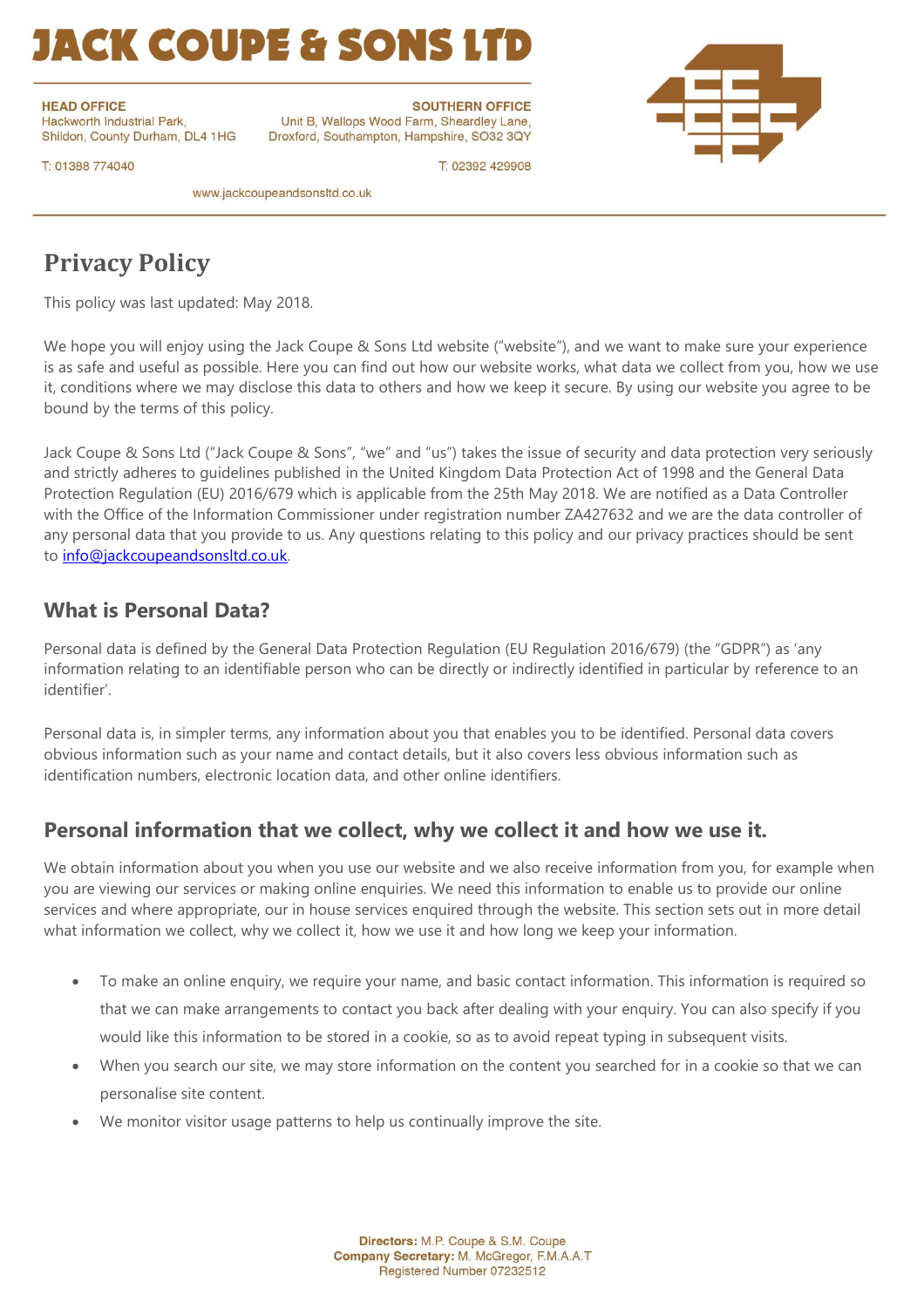# JACK COUPE & SONS LTD

**HEAD OFFICE**
Hackworth Industrial Park,
Shildon, County Durham, DL4 1HG

T: 01388 774040

**SOUTHERN OFFICE**
Unit B, Wallops Wood Farm, Sheardley Lane,
Droxford, Southampton, Hampshire, SO32 3QY

T: 02392 429908

www.jackcoupeandsonsltd.co.uk

# Privacy Policy

This policy was last updated: May 2018.

We hope you will enjoy using the Jack Coupe & Sons Ltd website ("website"), and we want to make sure your experience is as safe and useful as possible. Here you can find out how our website works, what data we collect from you, how we use it, conditions where we may disclose this data to others and how we keep it secure. By using our website you agree to be bound by the terms of this policy.

Jack Coupe & Sons Ltd ("Jack Coupe & Sons", "we" and "us") takes the issue of security and data protection very seriously and strictly adheres to guidelines published in the United Kingdom Data Protection Act of 1998 and the General Data Protection Regulation (EU) 2016/679 which is applicable from the 25th May 2018. We are notified as a Data Controller with the Office of the Information Commissioner under registration number ZA427632 and we are the data controller of any personal data that you provide to us. Any questions relating to this policy and our privacy practices should be sent to info@jackcoupeandsonsltd.co.uk.

## What is Personal Data?

Personal data is defined by the General Data Protection Regulation (EU Regulation 2016/679) (the "GDPR") as 'any information relating to an identifiable person who can be directly or indirectly identified in particular by reference to an identifier'.

Personal data is, in simpler terms, any information about you that enables you to be identified. Personal data covers obvious information such as your name and contact details, but it also covers less obvious information such as identification numbers, electronic location data, and other online identifiers.

## Personal information that we collect, why we collect it and how we use it.

We obtain information about you when you use our website and we also receive information from you, for example when you are viewing our services or making online enquiries. We need this information to enable us to provide our online services and where appropriate, our in house services enquired through the website. This section sets out in more detail what information we collect, why we collect it, how we use it and how long we keep your information.

- To make an online enquiry, we require your name, and basic contact information. This information is required so that we can make arrangements to contact you back after dealing with your enquiry. You can also specify if you would like this information to be stored in a cookie, so as to avoid repeat typing in subsequent visits.
- When you search our site, we may store information on the content you searched for in a cookie so that we can personalise site content.
- We monitor visitor usage patterns to help us continually improve the site.

**Directors:** M.P. Coupe & S.M. Coupe
**Company Secretary:** M. McGregor, F.M.A.A.T
Registered Number 07232512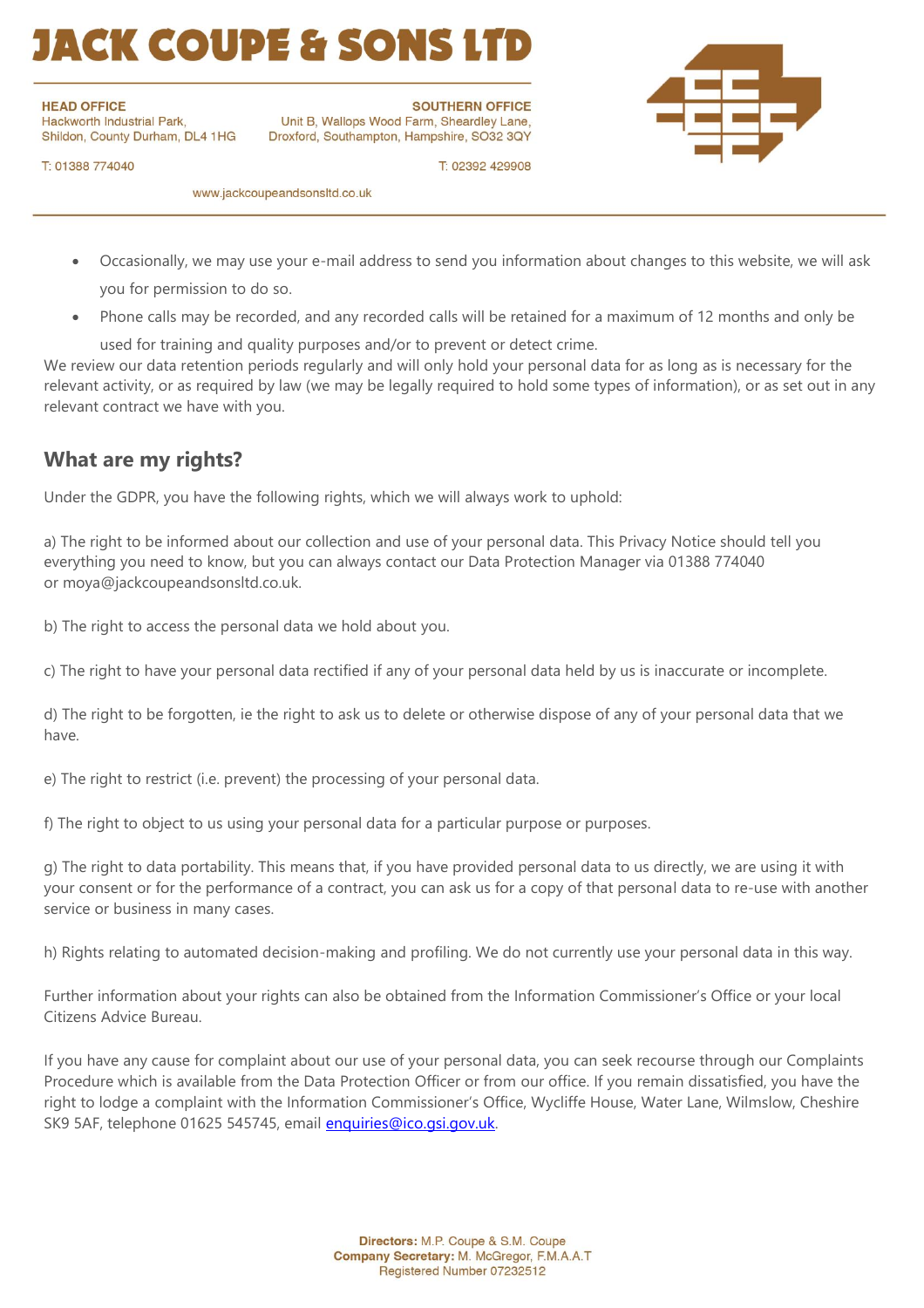- Occasionally, we may use your e-mail address to send you information about changes to this website, we will ask you for permission to do so.
- Phone calls may be recorded, and any recorded calls will be retained for a maximum of 12 months and only be used for training and quality purposes and/or to prevent or detect crime.

We review our data retention periods regularly and will only hold your personal data for as long as is necessary for the relevant activity, or as required by law (we may be legally required to hold some types of information), or as set out in any relevant contract we have with you.

## What are my rights?

Under the GDPR, you have the following rights, which we will always work to uphold:

a) The right to be informed about our collection and use of your personal data. This Privacy Notice should tell you everything you need to know, but you can always contact our Data Protection Manager via 01388 774040 or moya@jackcoupeandsonsltd.co.uk.

b) The right to access the personal data we hold about you.

c) The right to have your personal data rectified if any of your personal data held by us is inaccurate or incomplete.

d) The right to be forgotten, ie the right to ask us to delete or otherwise dispose of any of your personal data that we have.

e) The right to restrict (i.e. prevent) the processing of your personal data.

f) The right to object to us using your personal data for a particular purpose or purposes.

g) The right to data portability. This means that, if you have provided personal data to us directly, we are using it with your consent or for the performance of a contract, you can ask us for a copy of that personal data to re-use with another service or business in many cases.

h) Rights relating to automated decision-making and profiling. We do not currently use your personal data in this way.

Further information about your rights can also be obtained from the Information Commissioner's Office or your local Citizens Advice Bureau.

If you have any cause for complaint about our use of your personal data, you can seek recourse through our Complaints Procedure which is available from the Data Protection Officer or from our office. If you remain dissatisfied, you have the right to lodge a complaint with the Information Commissioner's Office, Wycliffe House, Water Lane, Wilmslow, Cheshire SK9 5AF, telephone 01625 545745, email enquiries@ico.gsi.gov.uk.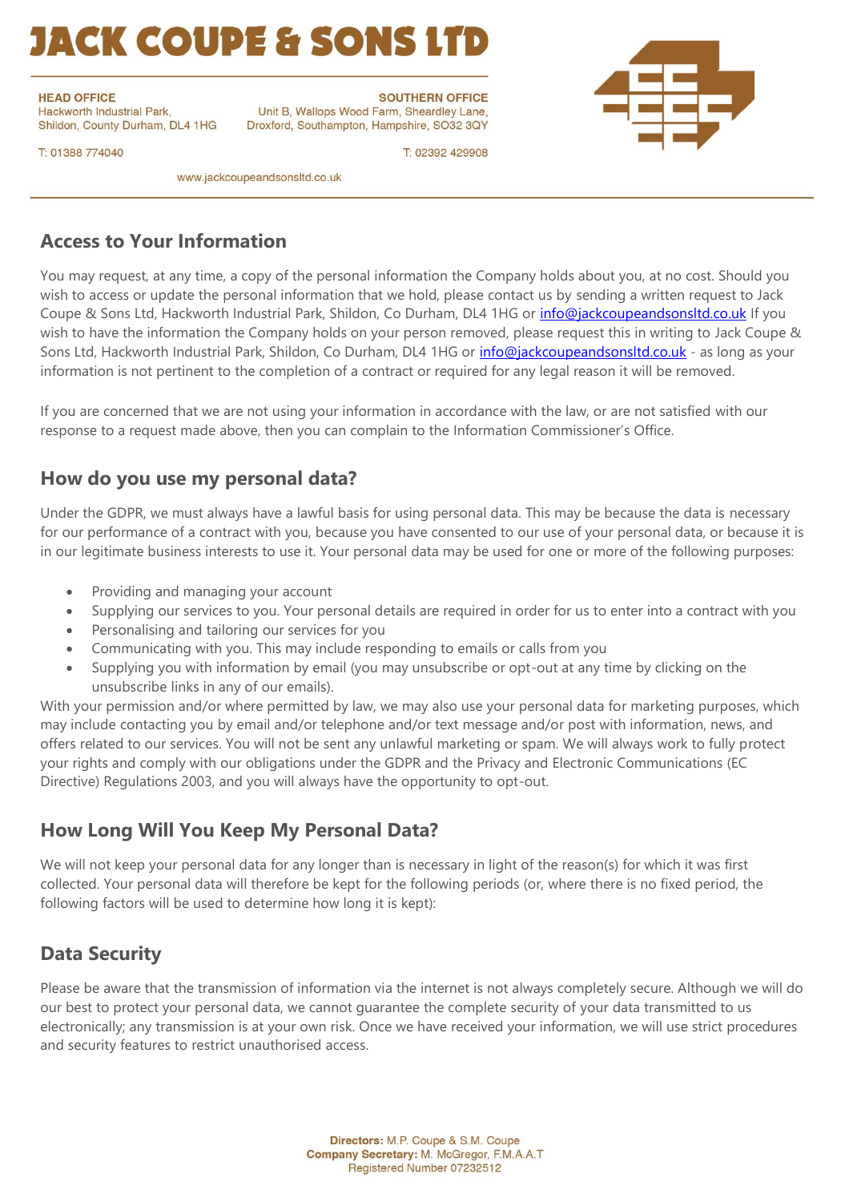## Access to Your Information

You may request, at any time, a copy of the personal information the Company holds about you, at no cost. Should you wish to access or update the personal information that we hold, please contact us by sending a written request to Jack Coupe & Sons Ltd, Hackworth Industrial Park, Shildon, Co Durham, DL4 1HG or info@jackcoupeandsonsltd.co.uk If you wish to have the information the Company holds on your person removed, please request this in writing to Jack Coupe & Sons Ltd, Hackworth Industrial Park, Shildon, Co Durham, DL4 1HG or info@jackcoupeandsonsltd.co.uk - as long as your information is not pertinent to the completion of a contract or required for any legal reason it will be removed.

If you are concerned that we are not using your information in accordance with the law, or are not satisfied with our response to a request made above, then you can complain to the Information Commissioner's Office.

## How do you use my personal data?

Under the GDPR, we must always have a lawful basis for using personal data. This may be because the data is necessary for our performance of a contract with you, because you have consented to our use of your personal data, or because it is in our legitimate business interests to use it. Your personal data may be used for one or more of the following purposes:

- Providing and managing your account
- Supplying our services to you. Your personal details are required in order for us to enter into a contract with you
- Personalising and tailoring our services for you
- Communicating with you. This may include responding to emails or calls from you
- Supplying you with information by email (you may unsubscribe or opt-out at any time by clicking on the unsubscribe links in any of our emails).

With your permission and/or where permitted by law, we may also use your personal data for marketing purposes, which may include contacting you by email and/or telephone and/or text message and/or post with information, news, and offers related to our services. You will not be sent any unlawful marketing or spam. We will always work to fully protect your rights and comply with our obligations under the GDPR and the Privacy and Electronic Communications (EC Directive) Regulations 2003, and you will always have the opportunity to opt-out.

## How Long Will You Keep My Personal Data?

We will not keep your personal data for any longer than is necessary in light of the reason(s) for which it was first collected. Your personal data will therefore be kept for the following periods (or, where there is no fixed period, the following factors will be used to determine how long it is kept):

## Data Security

Please be aware that the transmission of information via the internet is not always completely secure. Although we will do our best to protect your personal data, we cannot guarantee the complete security of your data transmitted to us electronically; any transmission is at your own risk. Once we have received your information, we will use strict procedures and security features to restrict unauthorised access.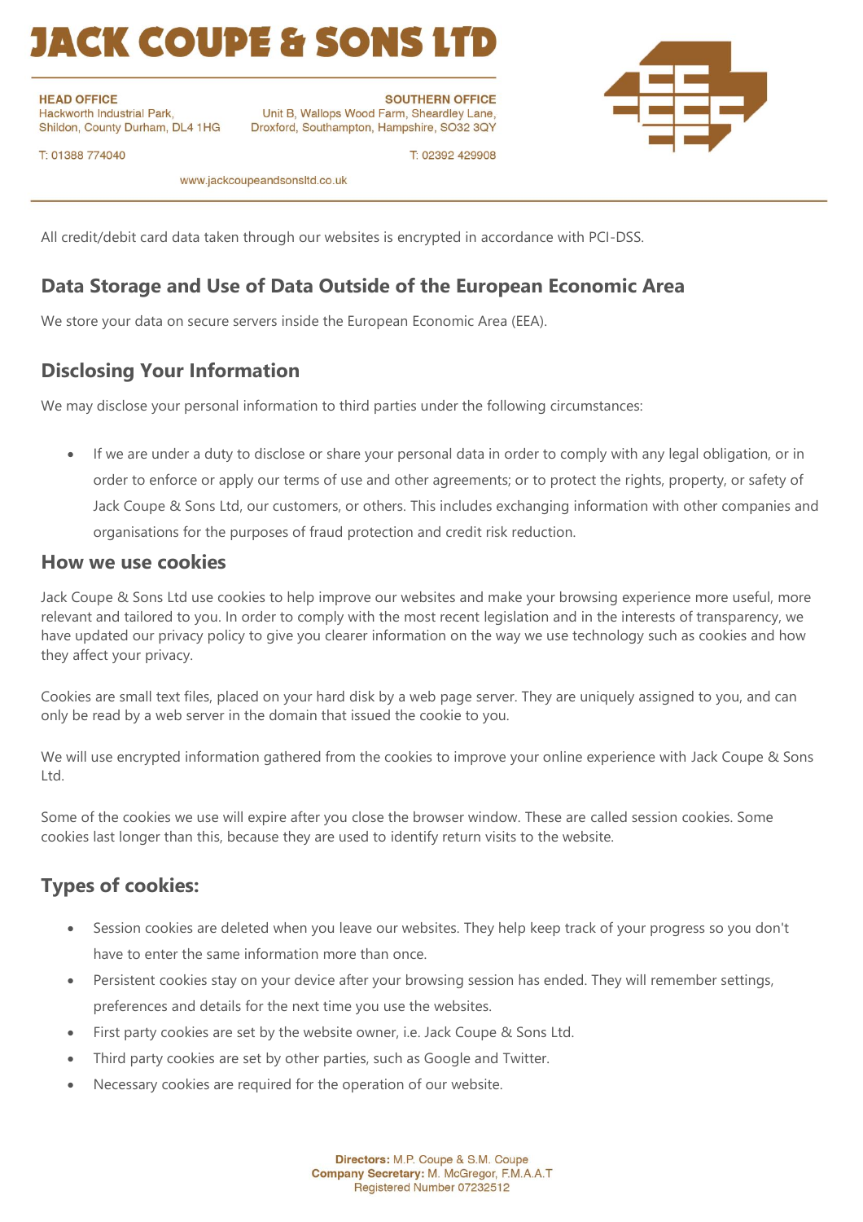All credit/debit card data taken through our websites is encrypted in accordance with PCI-DSS.

## Data Storage and Use of Data Outside of the European Economic Area

We store your data on secure servers inside the European Economic Area (EEA).

## Disclosing Your Information

We may disclose your personal information to third parties under the following circumstances:

- If we are under a duty to disclose or share your personal data in order to comply with any legal obligation, or in order to enforce or apply our terms of use and other agreements; or to protect the rights, property, or safety of Jack Coupe & Sons Ltd, our customers, or others. This includes exchanging information with other companies and organisations for the purposes of fraud protection and credit risk reduction.

## How we use cookies

Jack Coupe & Sons Ltd use cookies to help improve our websites and make your browsing experience more useful, more relevant and tailored to you. In order to comply with the most recent legislation and in the interests of transparency, we have updated our privacy policy to give you clearer information on the way we use technology such as cookies and how they affect your privacy.

Cookies are small text files, placed on your hard disk by a web page server. They are uniquely assigned to you, and can only be read by a web server in the domain that issued the cookie to you.

We will use encrypted information gathered from the cookies to improve your online experience with Jack Coupe & Sons Ltd.

Some of the cookies we use will expire after you close the browser window. These are called session cookies. Some cookies last longer than this, because they are used to identify return visits to the website.

## Types of cookies:

- Session cookies are deleted when you leave our websites. They help keep track of your progress so you don't have to enter the same information more than once.
- Persistent cookies stay on your device after your browsing session has ended. They will remember settings, preferences and details for the next time you use the websites.
- First party cookies are set by the website owner, i.e. Jack Coupe & Sons Ltd.
- Third party cookies are set by other parties, such as Google and Twitter.
- Necessary cookies are required for the operation of our website.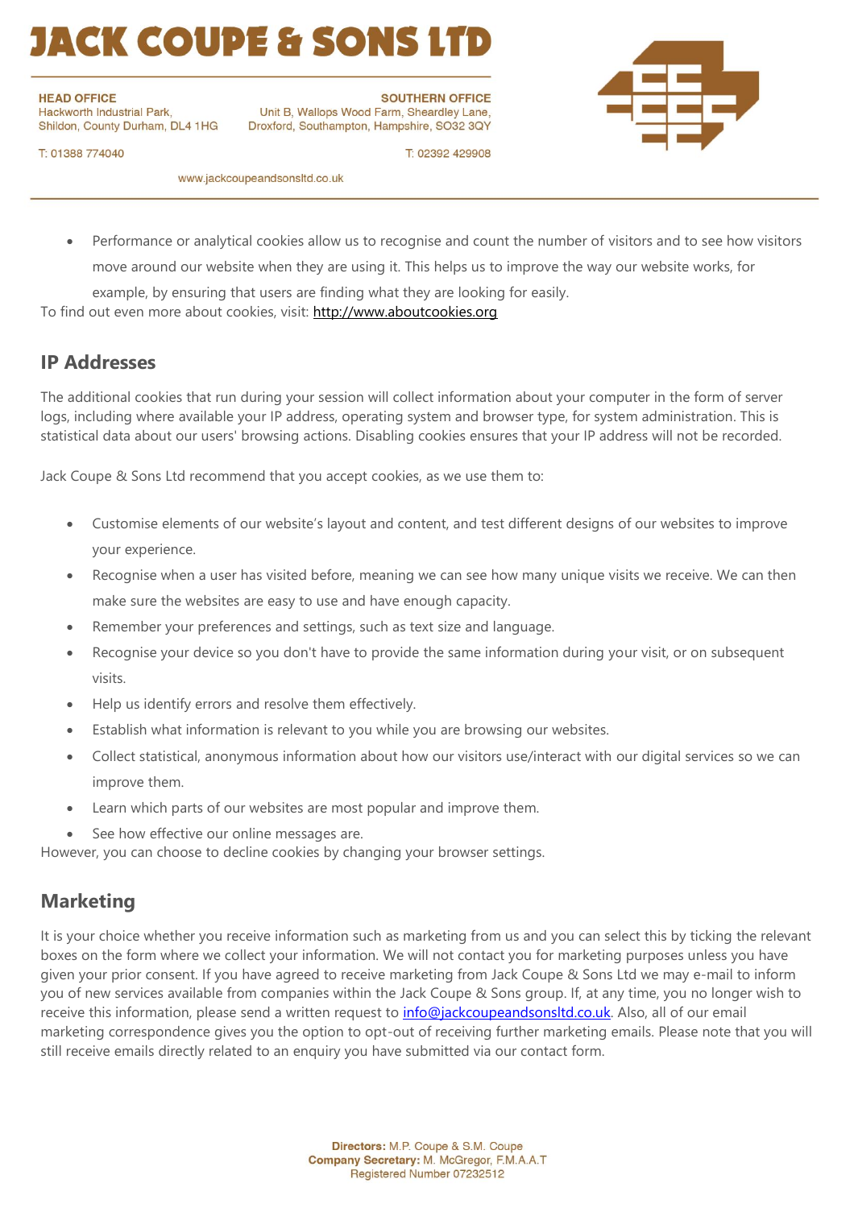- Performance or analytical cookies allow us to recognise and count the number of visitors and to see how visitors move around our website when they are using it. This helps us to improve the way our website works, for example, by ensuring that users are finding what they are looking for easily.

To find out even more about cookies, visit: http://www.aboutcookies.org

## IP Addresses

The additional cookies that run during your session will collect information about your computer in the form of server logs, including where available your IP address, operating system and browser type, for system administration. This is statistical data about our users' browsing actions. Disabling cookies ensures that your IP address will not be recorded.

Jack Coupe & Sons Ltd recommend that you accept cookies, as we use them to:

- Customise elements of our website's layout and content, and test different designs of our websites to improve your experience.
- Recognise when a user has visited before, meaning we can see how many unique visits we receive. We can then make sure the websites are easy to use and have enough capacity.
- Remember your preferences and settings, such as text size and language.
- Recognise your device so you don't have to provide the same information during your visit, or on subsequent visits.
- Help us identify errors and resolve them effectively.
- Establish what information is relevant to you while you are browsing our websites.
- Collect statistical, anonymous information about how our visitors use/interact with our digital services so we can improve them.
- Learn which parts of our websites are most popular and improve them.
- See how effective our online messages are.

However, you can choose to decline cookies by changing your browser settings.

## Marketing

It is your choice whether you receive information such as marketing from us and you can select this by ticking the relevant boxes on the form where we collect your information. We will not contact you for marketing purposes unless you have given your prior consent. If you have agreed to receive marketing from Jack Coupe & Sons Ltd we may e-mail to inform you of new services available from companies within the Jack Coupe & Sons group. If, at any time, you no longer wish to receive this information, please send a written request to info@jackcoupeandsonsltd.co.uk. Also, all of our email marketing correspondence gives you the option to opt-out of receiving further marketing emails. Please note that you will still receive emails directly related to an enquiry you have submitted via our contact form.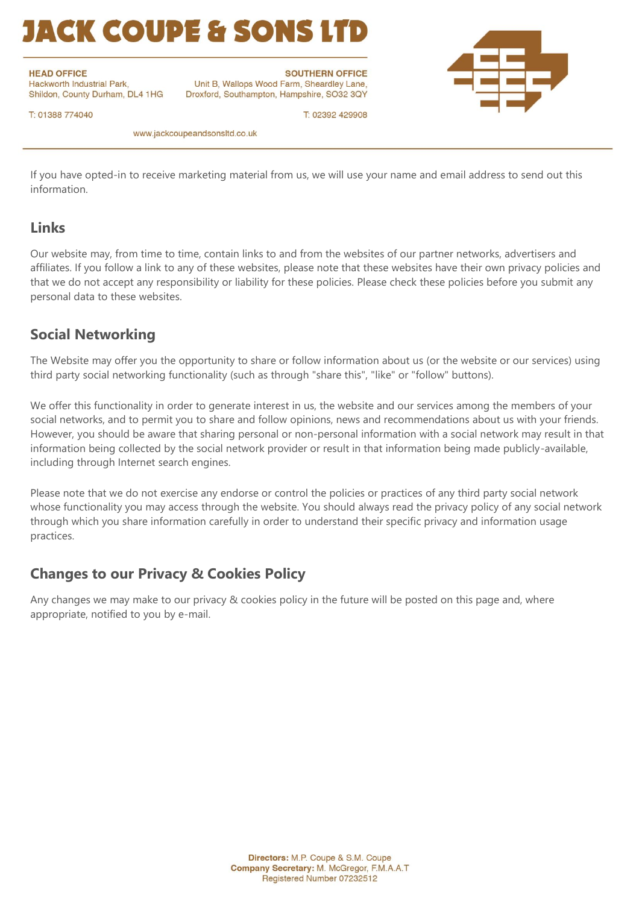If you have opted-in to receive marketing material from us, we will use your name and email address to send out this information.

## Links

Our website may, from time to time, contain links to and from the websites of our partner networks, advertisers and affiliates. If you follow a link to any of these websites, please note that these websites have their own privacy policies and that we do not accept any responsibility or liability for these policies. Please check these policies before you submit any personal data to these websites.

## Social Networking

The Website may offer you the opportunity to share or follow information about us (or the website or our services) using third party social networking functionality (such as through "share this", "like" or "follow" buttons).

We offer this functionality in order to generate interest in us, the website and our services among the members of your social networks, and to permit you to share and follow opinions, news and recommendations about us with your friends. However, you should be aware that sharing personal or non-personal information with a social network may result in that information being collected by the social network provider or result in that information being made publicly-available, including through Internet search engines.

Please note that we do not exercise any endorse or control the policies or practices of any third party social network whose functionality you may access through the website. You should always read the privacy policy of any social network through which you share information carefully in order to understand their specific privacy and information usage practices.

## Changes to our Privacy & Cookies Policy

Any changes we may make to our privacy & cookies policy in the future will be posted on this page and, where appropriate, notified to you by e-mail.